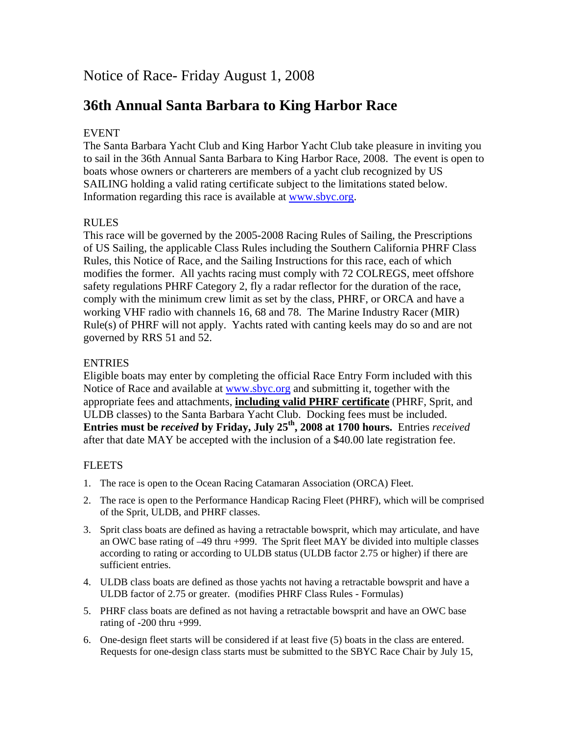Notice of Race- Friday August 1, 2008

# 36th Annual Santa Barbara to King Harbor Race

EVENT

The Santa Barbara Yacht Club and King Harbor Yacht Club take pleasure in inviting you to sail in the 36th Annual Santa Barbara to King Harbor Race, 2008. The event is open to boats whose owners or charterers are members of a yacht club recognized by US SAILING holding a valid rating certificate subject to the limitations stated below. Information regarding this race is available at www.sbyc.org.

RULES

This race will be governed by the 2005-2008 Racing Rules of Sailing, the Prescriptions of US Sailing, the applicable Class Rules including the Southern California PHRF Class Rules, this Notice of Race, and the Sailing Instructions for this race, each of which modifies the former. All yachts racing must comply with 72 COLREGS, meet offshore safety regulations PHRF Category 2, fly a radar reflector for the duration of the race, comply with the minimum crew limit as set by the class, PHRF, or ORCA and have a working VHF radio with channels 16, 68 and 78. The Marine Industry Racer (MIR) Rule(s) of PHRF will not apply. Yachts rated with canting keels may do so and are not governed by RRS 51 and 52.

ENTRIES

Eligible boats may enter by completing the official Race Entry Form included with this Notice of Race and available at www.sbyc.org and submitting it, together with the appropriate fees and attachments, **including valid PHRF certificate** (PHRF, Sprit, and ULDB classes) to the Santa Barbara Yacht Club. Docking fees must be included. **Entries must be *received* by Friday, July 25th, 2008 at 1700 hours.** Entries *received* after that date MAY be accepted with the inclusion of a $40.00 late registration fee.

FLEETS

1. The race is open to the Ocean Racing Catamaran Association (ORCA) Fleet.
2. The race is open to the Performance Handicap Racing Fleet (PHRF), which will be comprised of the Sprit, ULDB, and PHRF classes.
3. Sprit class boats are defined as having a retractable bowsprit, which may articulate, and have an OWC base rating of –49 thru +999. The Sprit fleet MAY be divided into multiple classes according to rating or according to ULDB status (ULDB factor 2.75 or higher) if there are sufficient entries.
4. ULDB class boats are defined as those yachts not having a retractable bowsprit and have a ULDB factor of 2.75 or greater. (modifies PHRF Class Rules - Formulas)
5. PHRF class boats are defined as not having a retractable bowsprit and have an OWC base rating of -200 thru +999.
6. One-design fleet starts will be considered if at least five (5) boats in the class are entered. Requests for one-design class starts must be submitted to the SBYC Race Chair by July 15,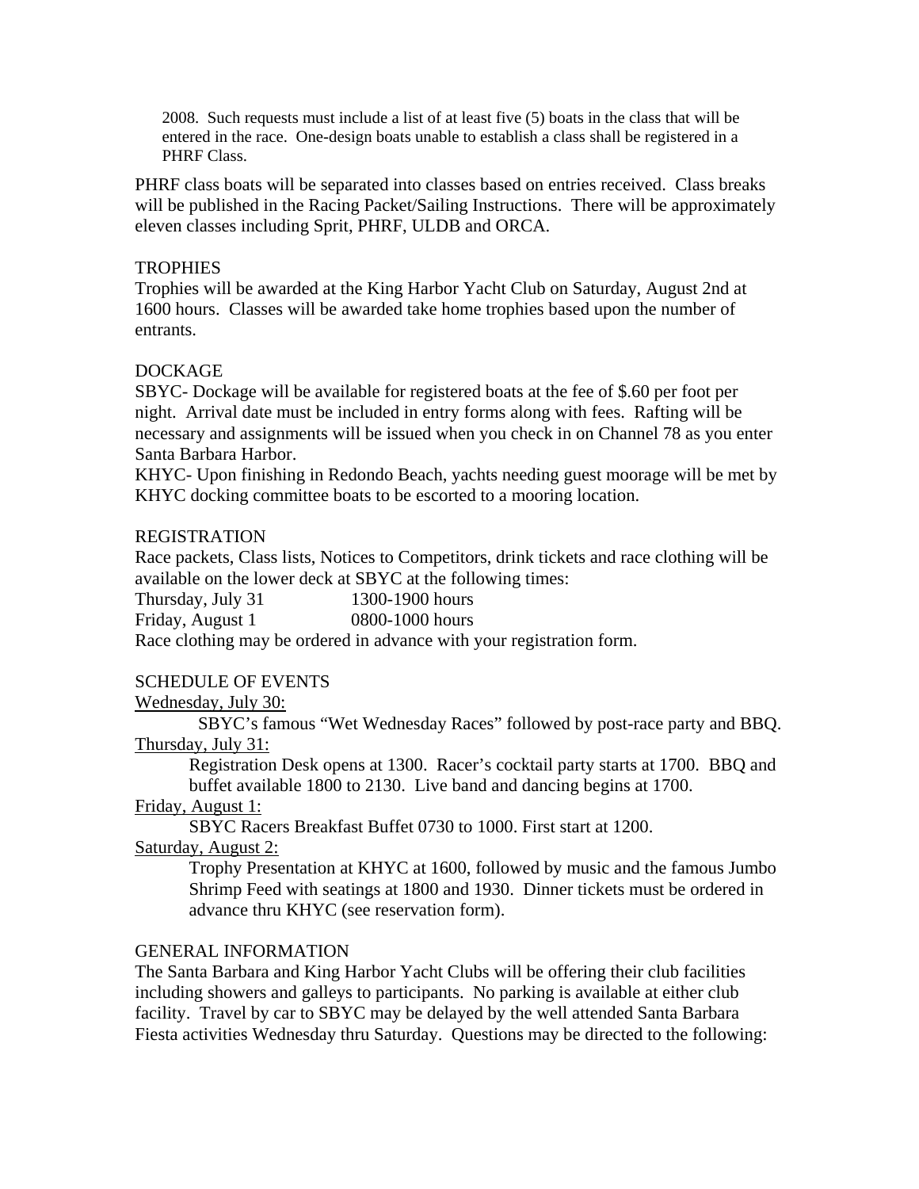2008. Such requests must include a list of at least five (5) boats in the class that will be entered in the race. One-design boats unable to establish a class shall be registered in a PHRF Class.

PHRF class boats will be separated into classes based on entries received. Class breaks will be published in the Racing Packet/Sailing Instructions. There will be approximately eleven classes including Sprit, PHRF, ULDB and ORCA.

## TROPHIES

Trophies will be awarded at the King Harbor Yacht Club on Saturday, August 2nd at 1600 hours. Classes will be awarded take home trophies based upon the number of entrants.

## DOCKAGE

SBYC- Dockage will be available for registered boats at the fee of $.60 per foot per night. Arrival date must be included in entry forms along with fees. Rafting will be necessary and assignments will be issued when you check in on Channel 78 as you enter Santa Barbara Harbor.

KHYC- Upon finishing in Redondo Beach, yachts needing guest moorage will be met by KHYC docking committee boats to be escorted to a mooring location.

## REGISTRATION

Race packets, Class lists, Notices to Competitors, drink tickets and race clothing will be available on the lower deck at SBYC at the following times:

Thursday, July 31 — 1300-1900 hours
Friday, August 1 — 0800-1000 hours

Race clothing may be ordered in advance with your registration form.

## SCHEDULE OF EVENTS

Wednesday, July 30:

SBYC's famous "Wet Wednesday Races" followed by post-race party and BBQ.

Thursday, July 31:

Registration Desk opens at 1300. Racer's cocktail party starts at 1700. BBQ and buffet available 1800 to 2130. Live band and dancing begins at 1700.

Friday, August 1:

SBYC Racers Breakfast Buffet 0730 to 1000. First start at 1200.

Saturday, August 2:

Trophy Presentation at KHYC at 1600, followed by music and the famous Jumbo Shrimp Feed with seatings at 1800 and 1930. Dinner tickets must be ordered in advance thru KHYC (see reservation form).

## GENERAL INFORMATION

The Santa Barbara and King Harbor Yacht Clubs will be offering their club facilities including showers and galleys to participants. No parking is available at either club facility. Travel by car to SBYC may be delayed by the well attended Santa Barbara Fiesta activities Wednesday thru Saturday. Questions may be directed to the following: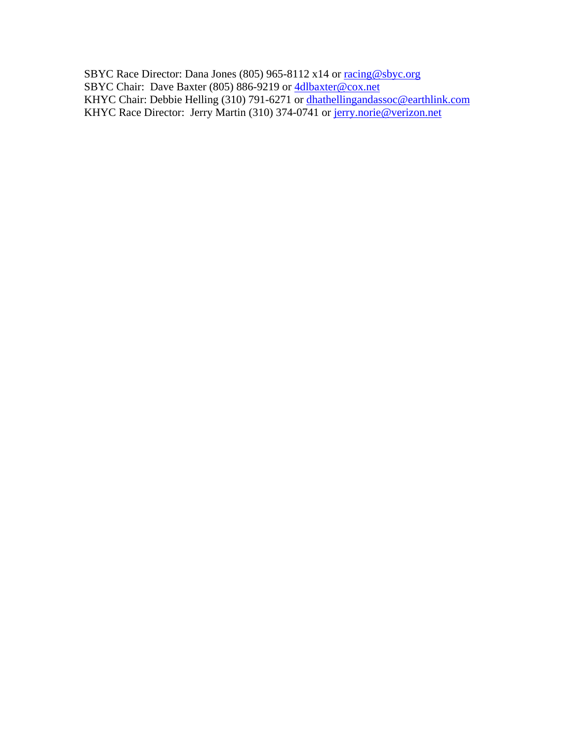SBYC Race Director: Dana Jones (805) 965-8112 x14 or racing@sbyc.org
SBYC Chair: Dave Baxter (805) 886-9219 or 4dlbaxter@cox.net
KHYC Chair: Debbie Helling (310) 791-6271 or dhathellingandassoc@earthlink.com
KHYC Race Director: Jerry Martin (310) 374-0741 or jerry.norie@verizon.net